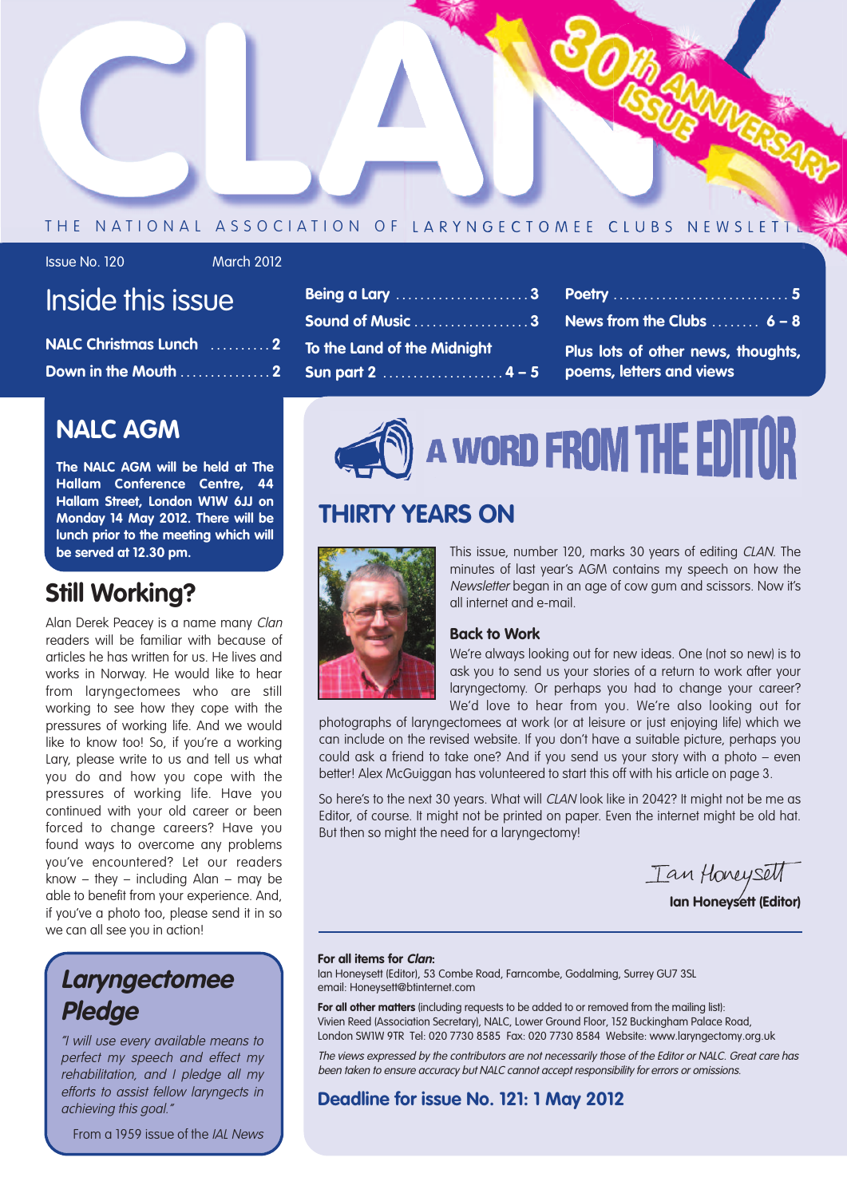# CLAN

30th ANNIVERSARY ISSUE

THE NATIONAL ASSOCIATION OF LARYNGECTOMEE CLUBS NEWSLETTER

Issue No. 120 March 2012

## Inside this issue

- NALC Christmas Lunch .......... 2
- Down in the Mouth .......... 2
- Being a Lary .......... 3
- Sound of Music .......... 3
- To the Land of the Midnight Sun part 2 .......... 4 – 5
- Poetry .......... 5
- News from the Clubs .......... 6 – 8
- Plus lots of other news, thoughts, poems, letters and views

## NALC AGM

**The NALC AGM will be held at The Hallam Conference Centre, 44 Hallam Street, London W1W 6JJ on Monday 14 May 2012. There will be lunch prior to the meeting which will be served at 12.30 pm.**

## Still Working?

Alan Derek Peacey is a name many *Clan* readers will be familiar with because of articles he has written for us. He lives and works in Norway. He would like to hear from laryngectomees who are still working to see how they cope with the pressures of working life. And we would like to know too! So, if you're a working Lary, please write to us and tell us what you do and how you cope with the pressures of working life. Have you continued with your old career or been forced to change careers? Have you found ways to overcome any problems you've encountered? Let our readers know – they – including Alan – may be able to benefit from your experience. And, if you've a photo too, please send it in so we can all see you in action!

## Laryngectomee Pledge

*"I will use every available means to perfect my speech and effect my rehabilitation, and I pledge all my efforts to assist fellow laryngects in achieving this goal."*

From a 1959 issue of the *IAL News*

# A WORD FROM THE EDITOR

## THIRTY YEARS ON

This issue, number 120, marks 30 years of editing *CLAN*. The minutes of last year's AGM contains my speech on how the *Newsletter* began in an age of cow gum and scissors. Now it's all internet and e-mail.

### Back to Work

We're always looking out for new ideas. One (not so new) is to ask you to send us your stories of a return to work after your laryngectomy. Or perhaps you had to change your career? We'd love to hear from you. We're also looking out for photographs of laryngectomees at work (or at leisure or just enjoying life) which we can include on the revised website. If you don't have a suitable picture, perhaps you could ask a friend to take one? And if you send us your story with a photo – even better! Alex McGuiggan has volunteered to start this off with his article on page 3.

So here's to the next 30 years. What will *CLAN* look like in 2042? It might not be me as Editor, of course. It might not be printed on paper. Even the internet might be old hat. But then so might the need for a laryngectomy!

*Ian Honeysett*

**Ian Honeysett (Editor)**

**For all items for *Clan*:**
Ian Honeysett (Editor), 53 Combe Road, Farncombe, Godalming, Surrey GU7 3SL
email: Honeysett@btinternet.com

**For all other matters** (including requests to be added to or removed from the mailing list):
Vivien Reed (Association Secretary), NALC, Lower Ground Floor, 152 Buckingham Palace Road, London SW1W 9TR Tel: 020 7730 8585 Fax: 020 7730 8584 Website: www.laryngectomy.org.uk

*The views expressed by the contributors are not necessarily those of the Editor or NALC. Great care has been taken to ensure accuracy but NALC cannot accept responsibility for errors or omissions.*

**Deadline for issue No. 121: 1 May 2012**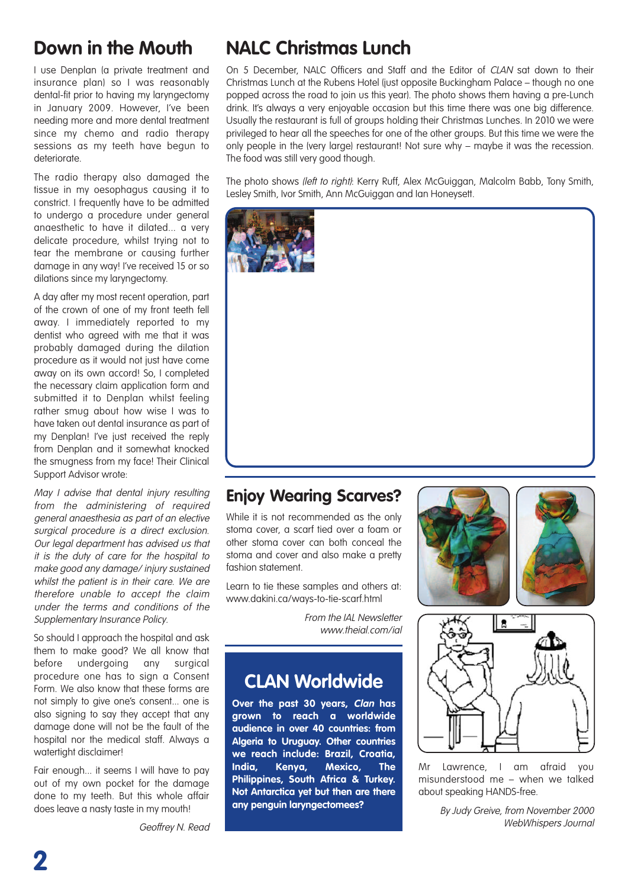## Down in the Mouth

I use Denplan (a private treatment and insurance plan) so I was reasonably dental-fit prior to having my laryngectomy in January 2009. However, I've been needing more and more dental treatment since my chemo and radio therapy sessions as my teeth have begun to deteriorate.

The radio therapy also damaged the tissue in my oesophagus causing it to constrict. I frequently have to be admitted to undergo a procedure under general anaesthetic to have it dilated... a very delicate procedure, whilst trying not to tear the membrane or causing further damage in any way! I've received 15 or so dilations since my laryngectomy.

A day after my most recent operation, part of the crown of one of my front teeth fell away. I immediately reported to my dentist who agreed with me that it was probably damaged during the dilation procedure as it would not just have come away on its own accord! So, I completed the necessary claim application form and submitted it to Denplan whilst feeling rather smug about how wise I was to have taken out dental insurance as part of my Denplan! I've just received the reply from Denplan and it somewhat knocked the smugness from my face! Their Clinical Support Advisor wrote:

*May I advise that dental injury resulting from the administering of required general anaesthesia as part of an elective surgical procedure is a direct exclusion. Our legal department has advised us that it is the duty of care for the hospital to make good any damage/ injury sustained whilst the patient is in their care. We are therefore unable to accept the claim under the terms and conditions of the Supplementary Insurance Policy.*

So should I approach the hospital and ask them to make good? We all know that before undergoing any surgical procedure one has to sign a Consent Form. We also know that these forms are not simply to give one's consent... one is also signing to say they accept that any damage done will not be the fault of the hospital nor the medical staff. Always a watertight disclaimer!

Fair enough... it seems I will have to pay out of my own pocket for the damage done to my teeth. But this whole affair does leave a nasty taste in my mouth!

*Geoffrey N. Read*

## NALC Christmas Lunch

On 5 December, NALC Officers and Staff and the Editor of *CLAN* sat down to their Christmas Lunch at the Rubens Hotel (just opposite Buckingham Palace – though no one popped across the road to join us this year). The photo shows them having a pre-Lunch drink. It's always a very enjoyable occasion but this time there was one big difference. Usually the restaurant is full of groups holding their Christmas Lunches. In 2010 we were privileged to hear all the speeches for one of the other groups. But this time we were the only people in the (very large) restaurant! Not sure why – maybe it was the recession. The food was still very good though.

The photo shows *(left to right)*: Kerry Ruff, Alex McGuiggan, Malcolm Babb, Tony Smith, Lesley Smith, Ivor Smith, Ann McGuiggan and Ian Honeysett.

## Enjoy Wearing Scarves?

While it is not recommended as the only stoma cover, a scarf tied over a foam or other stoma cover can both conceal the stoma and cover and also make a pretty fashion statement.

Learn to tie these samples and others at: www.dakini.ca/ways-to-tie-scarf.html

*From the IAL Newsletter*
*www.theial.com/ial*

## CLAN Worldwide

**Over the past 30 years, *Clan* has grown to reach a worldwide audience in over 40 countries: from Algeria to Uruguay. Other countries we reach include: Brazil, Croatia, India, Kenya, Mexico, The Philippines, South Africa & Turkey. Not Antarctica yet but then are there any penguin laryngectomees?**

Mr Lawrence, I am afraid you misunderstood me – when we talked about speaking HANDS-free.

*By Judy Greive, from November 2000 WebWhispers Journal*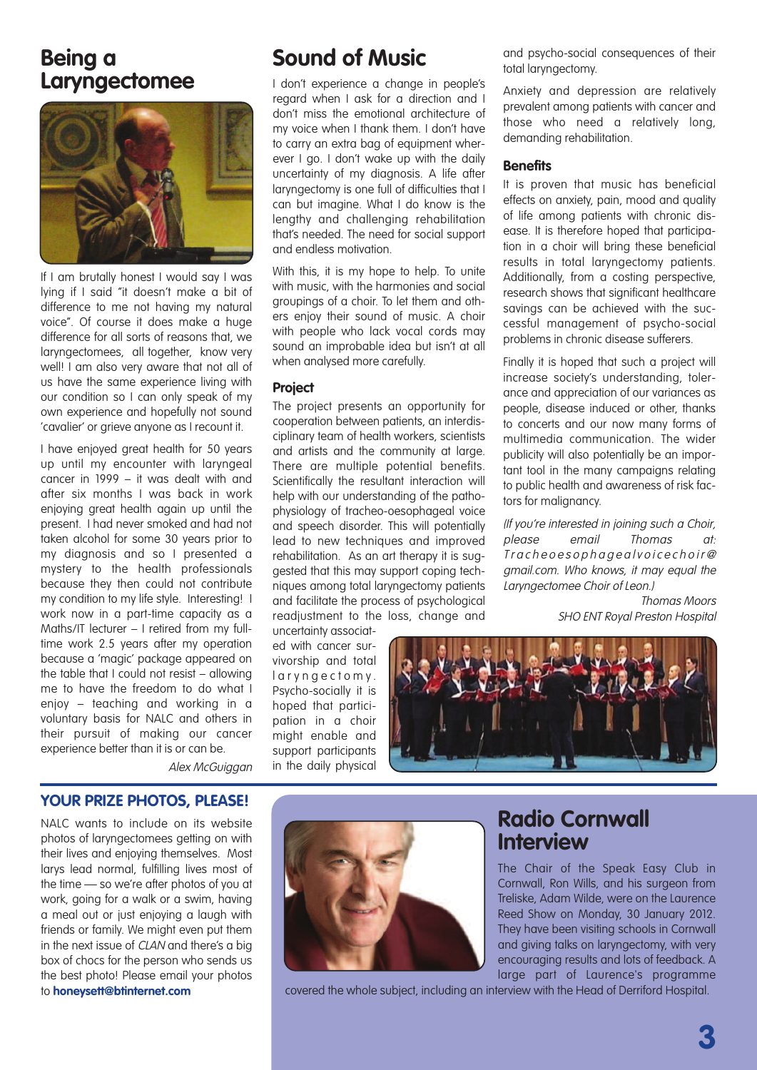# Being a Laryngectomee

If I am brutally honest I would say I was lying if I said "it doesn't make a bit of difference to me not having my natural voice". Of course it does make a huge difference for all sorts of reasons that, we laryngectomees, all together, know very well! I am also very aware that not all of us have the same experience living with our condition so I can only speak of my own experience and hopefully not sound 'cavalier' or grieve anyone as I recount it.

I have enjoyed great health for 50 years up until my encounter with laryngeal cancer in 1999 – it was dealt with and after six months I was back in work enjoying great health again up until the present. I had never smoked and had not taken alcohol for some 30 years prior to my diagnosis and so I presented a mystery to the health professionals because they then could not contribute my condition to my life style. Interesting! I work now in a part-time capacity as a Maths/IT lecturer – I retired from my full-time work 2.5 years after my operation because a 'magic' package appeared on the table that I could not resist – allowing me to have the freedom to do what I enjoy – teaching and working in a voluntary basis for NALC and others in their pursuit of making our cancer experience better than it is or can be.

*Alex McGuiggan*

# Sound of Music

I don't experience a change in people's regard when I ask for a direction and I don't miss the emotional architecture of my voice when I thank them. I don't have to carry an extra bag of equipment wherever I go. I don't wake up with the daily uncertainty of my diagnosis. A life after laryngectomy is one full of difficulties that I can but imagine. What I do know is the lengthy and challenging rehabilitation that's needed. The need for social support and endless motivation.

With this, it is my hope to help. To unite with music, with the harmonies and social groupings of a choir. To let them and others enjoy their sound of music. A choir with people who lack vocal cords may sound an improbable idea but isn't at all when analysed more carefully.

### Project

The project presents an opportunity for cooperation between patients, an interdisciplinary team of health workers, scientists and artists and the community at large. There are multiple potential benefits. Scientifically the resultant interaction will help with our understanding of the pathophysiology of tracheo-oesophageal voice and speech disorder. This will potentially lead to new techniques and improved rehabilitation. As an art therapy it is suggested that this may support coping techniques among total laryngectomy patients and facilitate the process of psychological readjustment to the loss, change and uncertainty associated with cancer survivorship and total laryngectomy. Psycho-socially it is hoped that participation in a choir might enable and support participants in the daily physical and psycho-social consequences of their total laryngectomy.

Anxiety and depression are relatively prevalent among patients with cancer and those who need a relatively long, demanding rehabilitation.

### Benefits

It is proven that music has beneficial effects on anxiety, pain, mood and quality of life among patients with chronic disease. It is therefore hoped that participation in a choir will bring these beneficial results in total laryngectomy patients. Additionally, from a costing perspective, research shows that significant healthcare savings can be achieved with the successful management of psycho-social problems in chronic disease sufferers.

Finally it is hoped that such a project will increase society's understanding, tolerance and appreciation of our variances as people, disease induced or other, thanks to concerts and our now many forms of multimedia communication. The wider publicity will also potentially be an important tool in the many campaigns relating to public health and awareness of risk factors for malignancy.

*(If you're interested in joining such a Choir, please email Thomas at: Tracheoesophagealvoicechoir@gmail.com. Who knows, it may equal the Laryngectomee Choir of Leon.)*

*Thomas Moors*
*SHO ENT Royal Preston Hospital*

## YOUR PRIZE PHOTOS, PLEASE!

NALC wants to include on its website photos of laryngectomees getting on with their lives and enjoying themselves. Most larys lead normal, fulfilling lives most of the time — so we're after photos of you at work, going for a walk or a swim, having a meal out or just enjoying a laugh with friends or family. We might even put them in the next issue of *CLAN* and there's a big box of chocs for the person who sends us the best photo! Please email your photos to **honeysett@btinternet.com**

# Radio Cornwall Interview

The Chair of the Speak Easy Club in Cornwall, Ron Wills, and his surgeon from Treliske, Adam Wilde, were on the Laurence Reed Show on Monday, 30 January 2012. They have been visiting schools in Cornwall and giving talks on laryngectomy, with very encouraging results and lots of feedback. A large part of Laurence's programme covered the whole subject, including an interview with the Head of Derriford Hospital.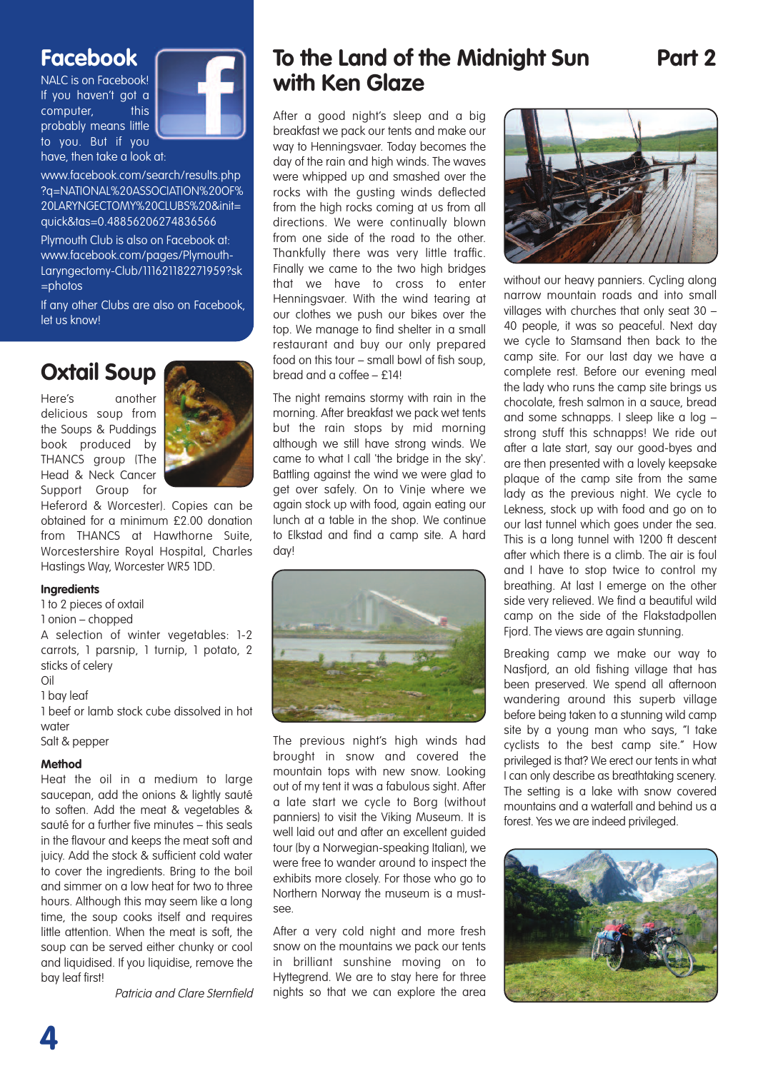## Facebook

NALC is on Facebook! If you haven't got a computer, this probably means little to you. But if you have, then take a look at:

www.facebook.com/search/results.php?q=NATIONAL%20ASSOCIATION%20OF%20LARYNGECTOMY%20CLUBS%20&init=quick&tas=0.48856206274836566

Plymouth Club is also on Facebook at: www.facebook.com/pages/Plymouth-Laryngectomy-Club/111621182271959?sk=photos

If any other Clubs are also on Facebook, let us know!

## Oxtail Soup

Here's another delicious soup from the Soups & Puddings book produced by THANCS group (The Head & Neck Cancer Support Group for Heferord & Worcester). Copies can be obtained for a minimum £2.00 donation from THANCS at Hawthorne Suite, Worcestershire Royal Hospital, Charles Hastings Way, Worcester WR5 1DD.

**Ingredients**

1 to 2 pieces of oxtail
1 onion – chopped
A selection of winter vegetables: 1-2 carrots, 1 parsnip, 1 turnip, 1 potato, 2 sticks of celery
Oil
1 bay leaf
1 beef or lamb stock cube dissolved in hot water
Salt & pepper

**Method**

Heat the oil in a medium to large saucepan, add the onions & lightly sauté to soften. Add the meat & vegetables & sauté for a further five minutes – this seals in the flavour and keeps the meat soft and juicy. Add the stock & sufficient cold water to cover the ingredients. Bring to the boil and simmer on a low heat for two to three hours. Although this may seem like a long time, the soup cooks itself and requires little attention. When the meat is soft, the soup can be served either chunky or cool and liquidised. If you liquidise, remove the bay leaf first!

*Patricia and Clare Sternfield*

# To the Land of the Midnight Sun with Ken Glaze — Part 2

After a good night's sleep and a big breakfast we pack our tents and make our way to Henningsvaer. Today becomes the day of the rain and high winds. The waves were whipped up and smashed over the rocks with the gusting winds deflected from the high rocks coming at us from all directions. We were continually blown from one side of the road to the other. Thankfully there was very little traffic. Finally we came to the two high bridges that we have to cross to enter Henningsvaer. With the wind tearing at our clothes we push our bikes over the top. We manage to find shelter in a small restaurant and buy our only prepared food on this tour – small bowl of fish soup, bread and a coffee – £14!

The night remains stormy with rain in the morning. After breakfast we pack wet tents but the rain stops by mid morning although we still have strong winds. We came to what I call 'the bridge in the sky'. Battling against the wind we were glad to get over safely. On to Vinje where we again stock up with food, again eating our lunch at a table in the shop. We continue to Elkstad and find a camp site. A hard day!

The previous night's high winds had brought in snow and covered the mountain tops with new snow. Looking out of my tent it was a fabulous sight. After a late start we cycle to Borg (without panniers) to visit the Viking Museum. It is well laid out and after an excellent guided tour (by a Norwegian-speaking Italian), we were free to wander around to inspect the exhibits more closely. For those who go to Northern Norway the museum is a must-see.

After a very cold night and more fresh snow on the mountains we pack our tents in brilliant sunshine moving on to Hyttegrend. We are to stay here for three nights so that we can explore the area without our heavy panniers. Cycling along narrow mountain roads and into small villages with churches that only seat 30 – 40 people, it was so peaceful. Next day we cycle to Stamsand then back to the camp site. For our last day we have a complete rest. Before our evening meal the lady who runs the camp site brings us chocolate, fresh salmon in a sauce, bread and some schnapps. I sleep like a log – strong stuff this schnapps! We ride out after a late start, say our good-byes and are then presented with a lovely keepsake plaque of the camp site from the same lady as the previous night. We cycle to Lekness, stock up with food and go on to our last tunnel which goes under the sea. This is a long tunnel with 1200 ft descent after which there is a climb. The air is foul and I have to stop twice to control my breathing. At last I emerge on the other side very relieved. We find a beautiful wild camp on the side of the Flakstadpollen Fjord. The views are again stunning.

Breaking camp we make our way to Nasfjord, an old fishing village that has been preserved. We spend all afternoon wandering around this superb village before being taken to a stunning wild camp site by a young man who says, "I take cyclists to the best camp site." How privileged is that? We erect our tents in what I can only describe as breathtaking scenery. The setting is a lake with snow covered mountains and a waterfall and behind us a forest. Yes we are indeed privileged.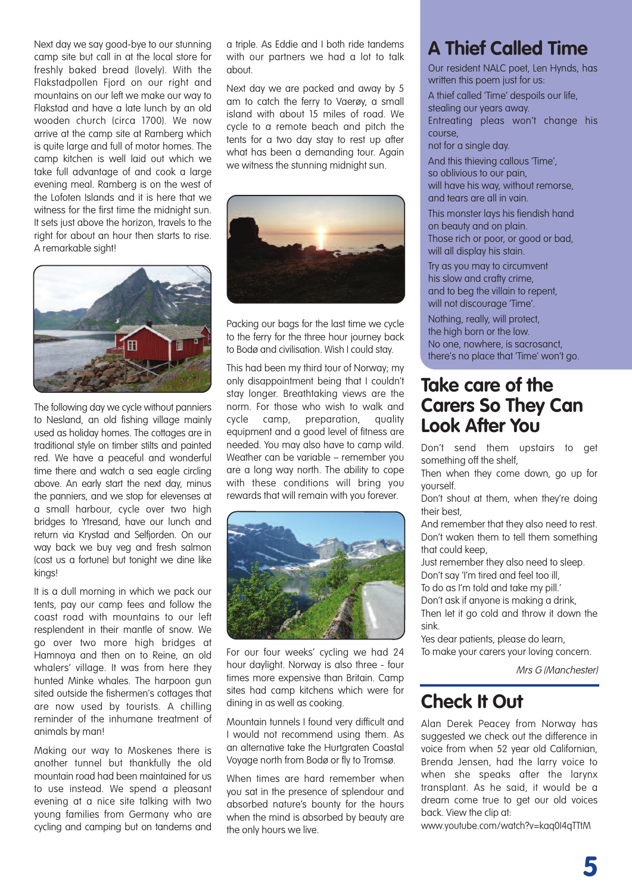Next day we say good-bye to our stunning camp site but call in at the local store for freshly baked bread (lovely). With the Flakstadpollen Fjord on our right and mountains on our left we make our way to Flakstad and have a late lunch by an old wooden church (circa 1700). We now arrive at the camp site at Ramberg which is quite large and full of motor homes. The camp kitchen is well laid out which we take full advantage of and cook a large evening meal. Ramberg is on the west of the Lofoten Islands and it is here that we witness for the first time the midnight sun. It sets just above the horizon, travels to the right for about an hour then starts to rise. A remarkable sight!

The following day we cycle without panniers to Nesland, an old fishing village mainly used as holiday homes. The cottages are in traditional style on timber stilts and painted red. We have a peaceful and wonderful time there and watch a sea eagle circling above. An early start the next day, minus the panniers, and we stop for elevenses at a small harbour, cycle over two high bridges to Ytresand, have our lunch and return via Krystad and Selfjorden. On our way back we buy veg and fresh salmon (cost us a fortune) but tonight we dine like kings!

It is a dull morning in which we pack our tents, pay our camp fees and follow the coast road with mountains to our left resplendent in their mantle of snow. We go over two more high bridges at Hamnoya and then on to Reine, an old whalers' village. It was from here they hunted Minke whales. The harpoon gun sited outside the fishermen's cottages that are now used by tourists. A chilling reminder of the inhumane treatment of animals by man!

Making our way to Moskenes there is another tunnel but thankfully the old mountain road had been maintained for us to use instead. We spend a pleasant evening at a nice site talking with two young families from Germany who are cycling and camping but on tandems and a triple. As Eddie and I both ride tandems with our partners we had a lot to talk about.

Next day we are packed and away by 5 am to catch the ferry to Vaerøy, a small island with about 15 miles of road. We cycle to a remote beach and pitch the tents for a two day stay to rest up after what has been a demanding tour. Again we witness the stunning midnight sun.

Packing our bags for the last time we cycle to the ferry for the three hour journey back to Bodø and civilisation. Wish I could stay.

This had been my third tour of Norway; my only disappointment being that I couldn't stay longer. Breathtaking views are the norm. For those who wish to walk and cycle camp, preparation, quality equipment and a good level of fitness are needed. You may also have to camp wild. Weather can be variable – remember you are a long way north. The ability to cope with these conditions will bring you rewards that will remain with you forever.

For our four weeks' cycling we had 24 hour daylight. Norway is also three - four times more expensive than Britain. Camp sites had camp kitchens which were for dining in as well as cooking.

Mountain tunnels I found very difficult and I would not recommend using them. As an alternative take the Hurtgraten Coastal Voyage north from Bodø or fly to Tromsø.

When times are hard remember when you sat in the presence of splendour and absorbed nature's bounty for the hours when the mind is absorbed by beauty are the only hours we live.

# A Thief Called Time

Our resident NALC poet, Len Hynds, has written this poem just for us:

A thief called 'Time' despoils our life,
stealing our years away.
Entreating pleas won't change his course,
not for a single day.

And this thieving callous 'Time',
so oblivious to our pain,
will have his way, without remorse,
and tears are all in vain.

This monster lays his fiendish hand
on beauty and on plain.
Those rich or poor, or good or bad,
will all display his stain.

Try as you may to circumvent
his slow and crafty crime,
and to beg the villain to repent,
will not discourage 'Time'.

Nothing, really, will protect,
the high born or the low.
No one, nowhere, is sacrosanct,
there's no place that 'Time' won't go.

# Take care of the Carers So They Can Look After You

Don't send them upstairs to get something off the shelf,
Then when they come down, go up for yourself.
Don't shout at them, when they're doing their best,
And remember that they also need to rest.
Don't waken them to tell them something that could keep,
Just remember they also need to sleep.
Don't say 'I'm tired and feel too ill,
To do as I'm told and take my pill.'
Don't ask if anyone is making a drink,
Then let it go cold and throw it down the sink.
Yes dear patients, please do learn,
To make your carers your loving concern.

*Mrs G (Manchester)*

# Check It Out

Alan Derek Peacey from Norway has suggested we check out the difference in voice from when 52 year old Californian, Brenda Jensen, had the larry voice to when she speaks after the larynx transplant. As he said, it would be a dream come true to get our old voices back. View the clip at:
www.youtube.com/watch?v=kaq0l4qTTtM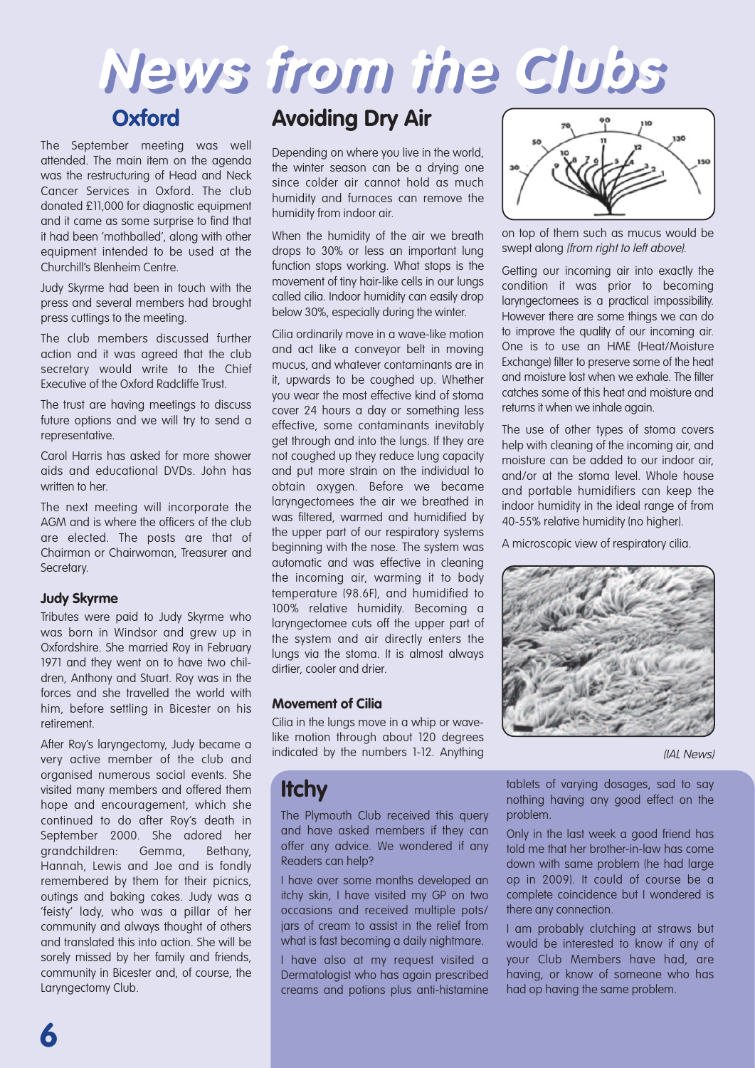# News from the Clubs

## Oxford

The September meeting was well attended. The main item on the agenda was the restructuring of Head and Neck Cancer Services in Oxford. The club donated £11,000 for diagnostic equipment and it came as some surprise to find that it had been 'mothballed', along with other equipment intended to be used at the Churchill's Blenheim Centre.

Judy Skyrme had been in touch with the press and several members had brought press cuttings to the meeting.

The club members discussed further action and it was agreed that the club secretary would write to the Chief Executive of the Oxford Radcliffe Trust.

The trust are having meetings to discuss future options and we will try to send a representative.

Carol Harris has asked for more shower aids and educational DVDs. John has written to her.

The next meeting will incorporate the AGM and is where the officers of the club are elected. The posts are that of Chairman or Chairwoman, Treasurer and Secretary.

### Judy Skyrme

Tributes were paid to Judy Skyrme who was born in Windsor and grew up in Oxfordshire. She married Roy in February 1971 and they went on to have two children, Anthony and Stuart. Roy was in the forces and she travelled the world with him, before settling in Bicester on his retirement.

After Roy's laryngectomy, Judy became a very active member of the club and organised numerous social events. She visited many members and offered them hope and encouragement, which she continued to do after Roy's death in September 2000. She adored her grandchildren: Gemma, Bethany, Hannah, Lewis and Joe and is fondly remembered by them for their picnics, outings and baking cakes. Judy was a 'feisty' lady, who was a pillar of her community and always thought of others and translated this into action. She will be sorely missed by her family and friends, community in Bicester and, of course, the Laryngectomy Club.

## Avoiding Dry Air

Depending on where you live in the world, the winter season can be a drying one since colder air cannot hold as much humidity and furnaces can remove the humidity from indoor air.

When the humidity of the air we breath drops to 30% or less an important lung function stops working. What stops is the movement of tiny hair-like cells in our lungs called cilia. Indoor humidity can easily drop below 30%, especially during the winter.

Cilia ordinarily move in a wave-like motion and act like a conveyor belt in moving mucus, and whatever contaminants are in it, upwards to be coughed up. Whether you wear the most effective kind of stoma cover 24 hours a day or something less effective, some contaminants inevitably get through and into the lungs. If they are not coughed up they reduce lung capacity and put more strain on the individual to obtain oxygen. Before we became laryngectomees the air we breathed in was filtered, warmed and humidified by the upper part of our respiratory systems beginning with the nose. The system was automatic and was effective in cleaning the incoming air, warming it to body temperature (98.6F), and humidified to 100% relative humidity. Becoming a laryngectomee cuts off the upper part of the system and air directly enters the lungs via the stoma. It is almost always dirtier, cooler and drier.

### Movement of Cilia

Cilia in the lungs move in a whip or wave-like motion through about 120 degrees indicated by the numbers 1-12. Anything on top of them such as mucus would be swept along *(from right to left above)*.

Getting our incoming air into exactly the condition it was prior to becoming laryngectomees is a practical impossibility. However there are some things we can do to improve the quality of our incoming air. One is to use an HME (Heat/Moisture Exchange) filter to preserve some of the heat and moisture lost when we exhale. The filter catches some of this heat and moisture and returns it when we inhale again.

The use of other types of stoma covers help with cleaning of the incoming air, and moisture can be added to our indoor air, and/or at the stoma level. Whole house and portable humidifiers can keep the indoor humidity in the ideal range of from 40-55% relative humidity (no higher).

A microscopic view of respiratory cilia.

*(IAL News)*

## Itchy

The Plymouth Club received this query and have asked members if they can offer any advice. We wondered if any Readers can help?

I have over some months developed an itchy skin, I have visited my GP on two occasions and received multiple pots/jars of cream to assist in the relief from what is fast becoming a daily nightmare.

I have also at my request visited a Dermatologist who has again prescribed creams and potions plus anti-histamine tablets of varying dosages, sad to say nothing having any good effect on the problem.

Only in the last week a good friend has told me that her brother-in-law has come down with same problem (he had large op in 2009). It could of course be a complete coincidence but I wondered is there any connection.

I am probably clutching at straws but would be interested to know if any of your Club Members have had, are having, or know of someone who has had op having the same problem.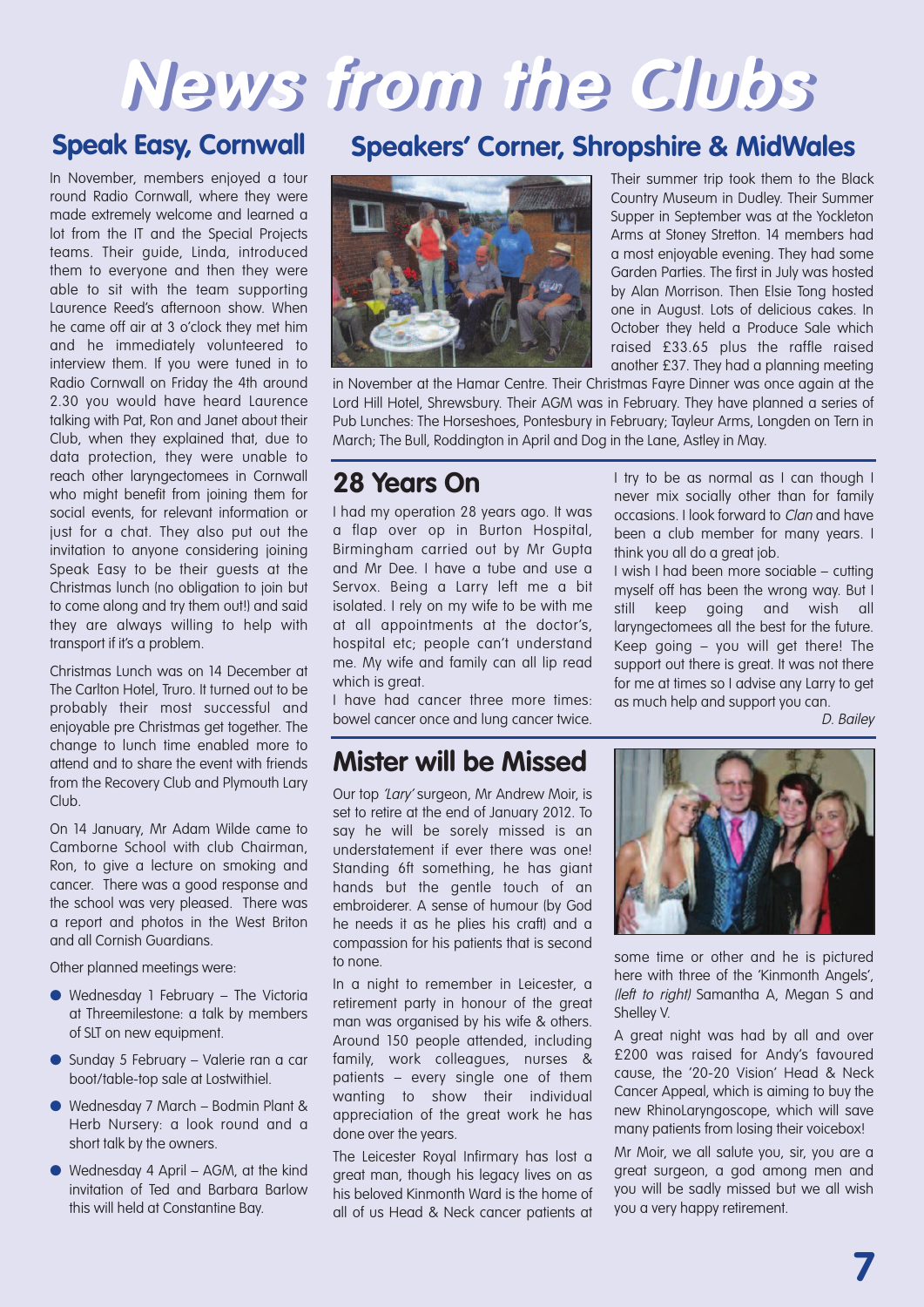# News from the Clubs

## Speak Easy, Cornwall

In November, members enjoyed a tour round Radio Cornwall, where they were made extremely welcome and learned a lot from the IT and the Special Projects teams. Their guide, Linda, introduced them to everyone and then they were able to sit with the team supporting Laurence Reed's afternoon show. When he came off air at 3 o'clock they met him and he immediately volunteered to interview them. If you were tuned in to Radio Cornwall on Friday the 4th around 2.30 you would have heard Laurence talking with Pat, Ron and Janet about their Club, when they explained that, due to data protection, they were unable to reach other laryngectomees in Cornwall who might benefit from joining them for social events, for relevant information or just for a chat. They also put out the invitation to anyone considering joining Speak Easy to be their guests at the Christmas lunch (no obligation to join but to come along and try them out!) and said they are always willing to help with transport if it's a problem.

Christmas Lunch was on 14 December at The Carlton Hotel, Truro. It turned out to be probably their most successful and enjoyable pre Christmas get together. The change to lunch time enabled more to attend and to share the event with friends from the Recovery Club and Plymouth Lary Club.

On 14 January, Mr Adam Wilde came to Camborne School with club Chairman, Ron, to give a lecture on smoking and cancer. There was a good response and the school was very pleased. There was a report and photos in the West Briton and all Cornish Guardians.

Other planned meetings were:

- Wednesday 1 February – The Victoria at Threemilestone: a talk by members of SLT on new equipment.
- Sunday 5 February – Valerie ran a car boot/table-top sale at Lostwithiel.
- Wednesday 7 March – Bodmin Plant & Herb Nursery: a look round and a short talk by the owners.
- Wednesday 4 April – AGM, at the kind invitation of Ted and Barbara Barlow this will held at Constantine Bay.

## Speakers' Corner, Shropshire & MidWales

Their summer trip took them to the Black Country Museum in Dudley. Their Summer Supper in September was at the Yockleton Arms at Stoney Stretton. 14 members had a most enjoyable evening. They had some Garden Parties. The first in July was hosted by Alan Morrison. Then Elsie Tong hosted one in August. Lots of delicious cakes. In October they held a Produce Sale which raised £33.65 plus the raffle raised another £37. They had a planning meeting in November at the Hamar Centre. Their Christmas Fayre Dinner was once again at the Lord Hill Hotel, Shrewsbury. Their AGM was in February. They have planned a series of Pub Lunches: The Horseshoes, Pontesbury in February; Tayleur Arms, Longden on Tern in March; The Bull, Roddington in April and Dog in the Lane, Astley in May.

## 28 Years On

I had my operation 28 years ago. It was a flap over op in Burton Hospital, Birmingham carried out by Mr Gupta and Mr Dee. I have a tube and use a Servox. Being a Larry left me a bit isolated. I rely on my wife to be with me at all appointments at the doctor's, hospital etc; people can't understand me. My wife and family can all lip read which is great.

I have had cancer three more times: bowel cancer once and lung cancer twice.

I try to be as normal as I can though I never mix socially other than for family occasions. I look forward to *Clan* and have been a club member for many years. I think you all do a great job.

I wish I had been more sociable – cutting myself off has been the wrong way. But I still keep going and wish all laryngectomees all the best for the future. Keep going – you will get there! The support out there is great. It was not there for me at times so I advise any Larry to get as much help and support you can.

*D. Bailey*

## Mister will be Missed

Our top *'Lary'* surgeon, Mr Andrew Moir, is set to retire at the end of January 2012. To say he will be sorely missed is an understatement if ever there was one! Standing 6ft something, he has giant hands but the gentle touch of an embroiderer. A sense of humour (by God he needs it as he plies his craft) and a compassion for his patients that is second to none.

In a night to remember in Leicester, a retirement party in honour of the great man was organised by his wife & others. Around 150 people attended, including family, work colleagues, nurses & patients – every single one of them wanting to show their individual appreciation of the great work he has done over the years.

The Leicester Royal Infirmary has lost a great man, though his legacy lives on as his beloved Kinmonth Ward is the home of all of us Head & Neck cancer patients at some time or other and he is pictured here with three of the 'Kinmonth Angels', *(left to right)* Samantha A, Megan S and Shelley V.

A great night was had by all and over £200 was raised for Andy's favoured cause, the '20-20 Vision' Head & Neck Cancer Appeal, which is aiming to buy the new RhinoLaryngoscope, which will save many patients from losing their voicebox!

Mr Moir, we all salute you, sir, you are a great surgeon, a god among men and you will be sadly missed but we all wish you a very happy retirement.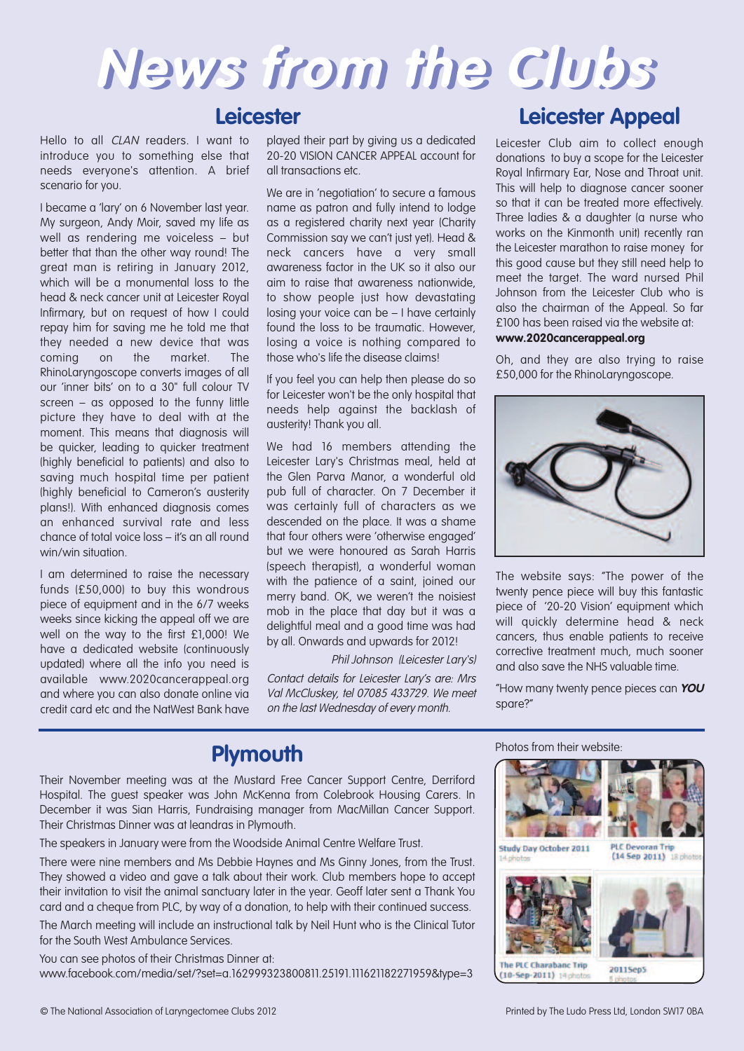# News from the Clubs

## Leicester

Hello to all *CLAN* readers. I want to introduce you to something else that needs everyone's attention. A brief scenario for you.

I became a 'lary' on 6 November last year. My surgeon, Andy Moir, saved my life as well as rendering me voiceless – but better that than the other way round! The great man is retiring in January 2012, which will be a monumental loss to the head & neck cancer unit at Leicester Royal Infirmary, but on request of how I could repay him for saving me he told me that they needed a new device that was coming on the market. The RhinoLaryngoscope converts images of all our 'inner bits' on to a 30" full colour TV screen – as opposed to the funny little picture they have to deal with at the moment. This means that diagnosis will be quicker, leading to quicker treatment (highly beneficial to patients) and also to saving much hospital time per patient (highly beneficial to Cameron's austerity plans!). With enhanced diagnosis comes an enhanced survival rate and less chance of total voice loss – it's an all round win/win situation.

I am determined to raise the necessary funds (£50,000) to buy this wondrous piece of equipment and in the 6/7 weeks weeks since kicking the appeal off we are well on the way to the first £1,000! We have a dedicated website (continuously updated) where all the info you need is available www.2020cancerappeal.org and where you can also donate online via credit card etc and the NatWest Bank have played their part by giving us a dedicated 20-20 VISION CANCER APPEAL account for all transactions etc.

We are in 'negotiation' to secure a famous name as patron and fully intend to lodge as a registered charity next year (Charity Commission say we can't just yet). Head & neck cancers have a very small awareness factor in the UK so it also our aim to raise that awareness nationwide, to show people just how devastating losing your voice can be – I have certainly found the loss to be traumatic. However, losing a voice is nothing compared to those who's life the disease claims!

If you feel you can help then please do so for Leicester won't be the only hospital that needs help against the backlash of austerity! Thank you all.

We had 16 members attending the Leicester Lary's Christmas meal, held at the Glen Parva Manor, a wonderful old pub full of character. On 7 December it was certainly full of characters as we descended on the place. It was a shame that four others were 'otherwise engaged' but we were honoured as Sarah Harris (speech therapist), a wonderful woman with the patience of a saint, joined our merry band. OK, we weren't the noisiest mob in the place that day but it was a delightful meal and a good time was had by all. Onwards and upwards for 2012!

*Phil Johnson (Leicester Lary's)*

*Contact details for Leicester Lary's are: Mrs Val McCluskey, tel 07085 433729. We meet on the last Wednesday of every month.*

## Leicester Appeal

Leicester Club aim to collect enough donations to buy a scope for the Leicester Royal Infirmary Ear, Nose and Throat unit. This will help to diagnose cancer sooner so that it can be treated more effectively. Three ladies & a daughter (a nurse who works on the Kinmonth unit) recently ran the Leicester marathon to raise money for this good cause but they still need help to meet the target. The ward nursed Phil Johnson from the Leicester Club who is also the chairman of the Appeal. So far £100 has been raised via the website at: **www.2020cancerappeal.org**

Oh, and they are also trying to raise £50,000 for the RhinoLaryngoscope.

The website says: "The power of the twenty pence piece will buy this fantastic piece of '20-20 Vision' equipment which will quickly determine head & neck cancers, thus enable patients to receive corrective treatment much, much sooner and also save the NHS valuable time.

"How many twenty pence pieces can ***YOU*** spare?"

## Plymouth

Their November meeting was at the Mustard Free Cancer Support Centre, Derriford Hospital. The guest speaker was John McKenna from Colebrook Housing Carers. In December it was Sian Harris, Fundraising manager from MacMillan Cancer Support. Their Christmas Dinner was at Ieandras in Plymouth.

The speakers in January were from the Woodside Animal Centre Welfare Trust.

There were nine members and Ms Debbie Haynes and Ms Ginny Jones, from the Trust. They showed a video and gave a talk about their work. Club members hope to accept their invitation to visit the animal sanctuary later in the year. Geoff later sent a Thank You card and a cheque from PLC, by way of a donation, to help with their continued success.

The March meeting will include an instructional talk by Neil Hunt who is the Clinical Tutor for the South West Ambulance Services.

You can see photos of their Christmas Dinner at:
www.facebook.com/media/set/?set=a.162999323800811.25191.111621182271959&type=3

Photos from their website:

Study Day October 2011 — 14 photos

PLC Devoran Trip (14 Sep 2011) — 18 photos

The PLC Charabanc Trip (10-Sep-2011) — 14 photos

2011Sep5 — 5 photos

© The National Association of Laryngectomee Clubs 2012

Printed by The Ludo Press Ltd, London SW17 0BA